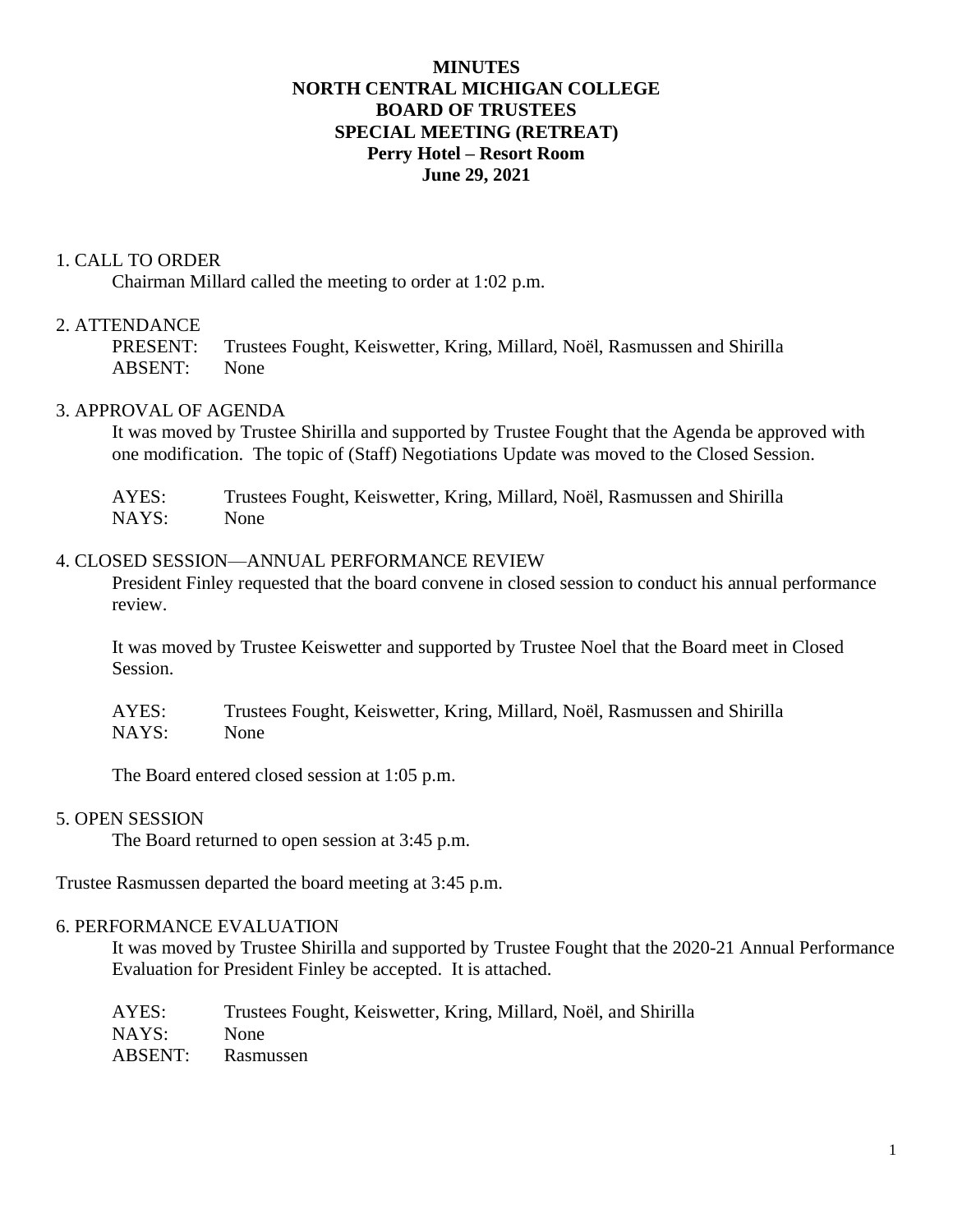**MINUTES**
**NORTH CENTRAL MICHIGAN COLLEGE**
**BOARD OF TRUSTEES**
**SPECIAL MEETING (RETREAT)**
**Perry Hotel – Resort Room**
**June 29, 2021**

1. CALL TO ORDER

Chairman Millard called the meeting to order at 1:02 p.m.

2. ATTENDANCE

PRESENT: Trustees Fought, Keiswetter, Kring, Millard, Noël, Rasmussen and Shirilla
ABSENT: None

3. APPROVAL OF AGENDA

It was moved by Trustee Shirilla and supported by Trustee Fought that the Agenda be approved with one modification. The topic of (Staff) Negotiations Update was moved to the Closed Session.

AYES: Trustees Fought, Keiswetter, Kring, Millard, Noël, Rasmussen and Shirilla
NAYS: None

4. CLOSED SESSION—ANNUAL PERFORMANCE REVIEW

President Finley requested that the board convene in closed session to conduct his annual performance review.

It was moved by Trustee Keiswetter and supported by Trustee Noel that the Board meet in Closed Session.

AYES: Trustees Fought, Keiswetter, Kring, Millard, Noël, Rasmussen and Shirilla
NAYS: None

The Board entered closed session at 1:05 p.m.

5. OPEN SESSION

The Board returned to open session at 3:45 p.m.

Trustee Rasmussen departed the board meeting at 3:45 p.m.

6. PERFORMANCE EVALUATION

It was moved by Trustee Shirilla and supported by Trustee Fought that the 2020-21 Annual Performance Evaluation for President Finley be accepted. It is attached.

AYES: Trustees Fought, Keiswetter, Kring, Millard, Noël, and Shirilla
NAYS: None
ABSENT: Rasmussen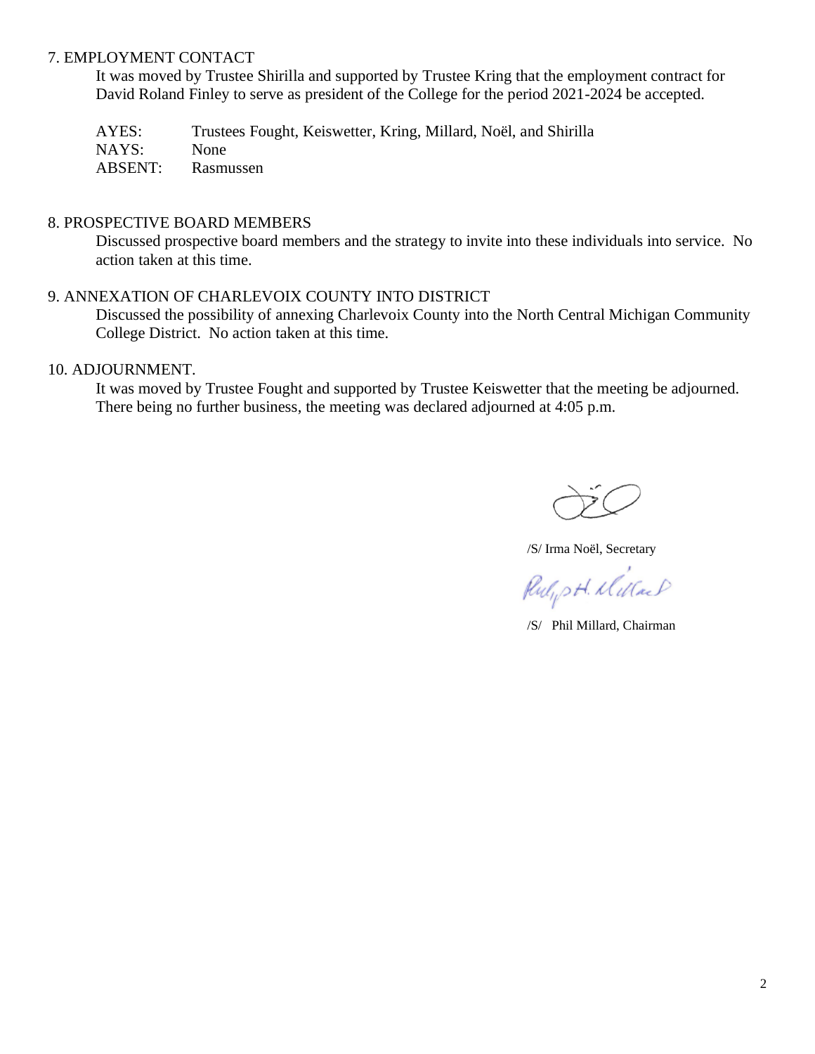7. EMPLOYMENT CONTACT

It was moved by Trustee Shirilla and supported by Trustee Kring that the employment contract for David Roland Finley to serve as president of the College for the period 2021-2024 be accepted.

| | |
|---|---|
| AYES: | Trustees Fought, Keiswetter, Kring, Millard, Noël, and Shirilla |
| NAYS: | None |
| ABSENT: | Rasmussen |

8. PROSPECTIVE BOARD MEMBERS

Discussed prospective board members and the strategy to invite into these individuals into service. No action taken at this time.

9. ANNEXATION OF CHARLEVOIX COUNTY INTO DISTRICT

Discussed the possibility of annexing Charlevoix County into the North Central Michigan Community College District. No action taken at this time.

10. ADJOURNMENT.

It was moved by Trustee Fought and supported by Trustee Keiswetter that the meeting be adjourned. There being no further business, the meeting was declared adjourned at 4:05 p.m.

/S/ Irma Noël, Secretary

/S/ Phil Millard, Chairman